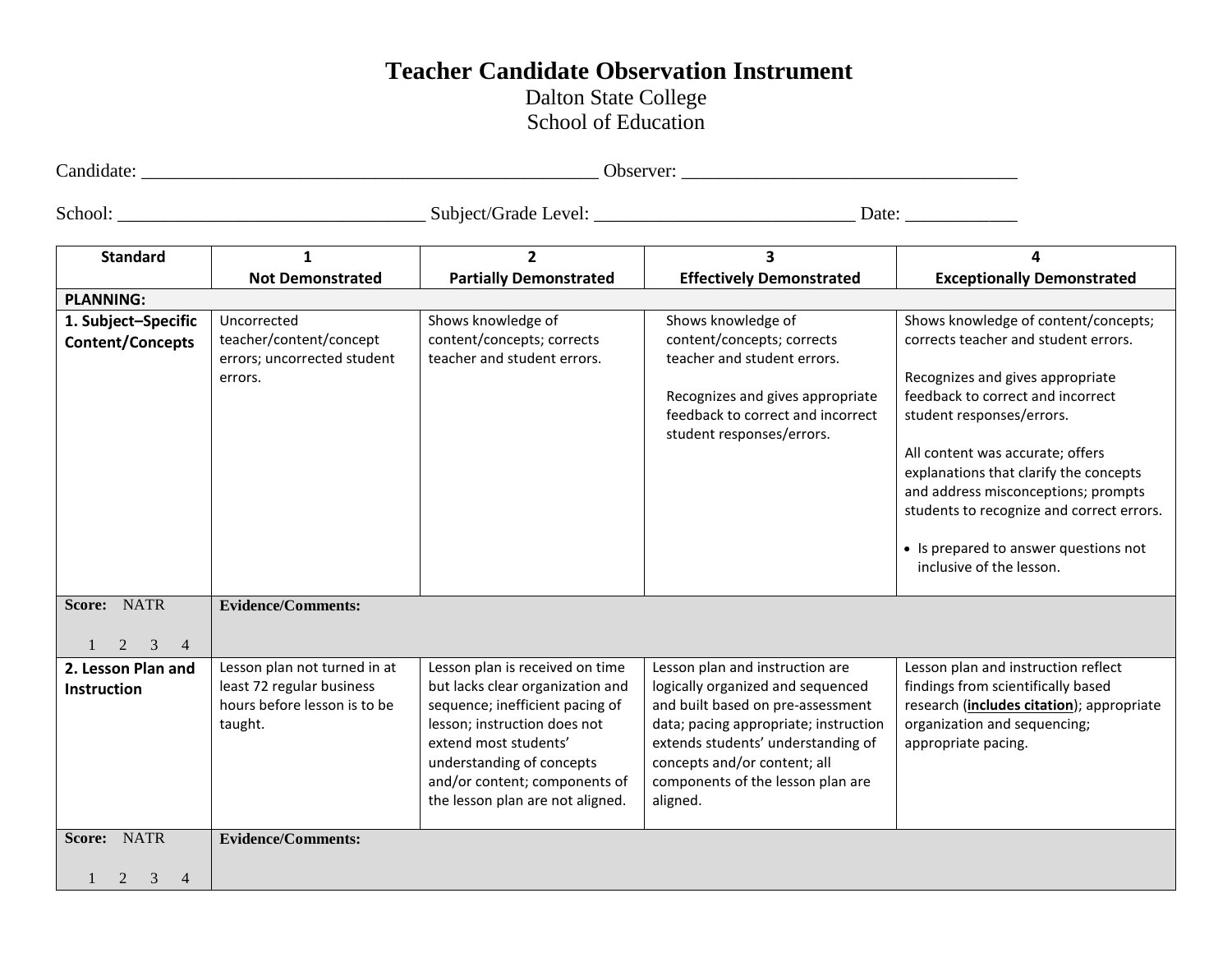# Teacher Candidate Observation Instrument

Dalton State College
School of Education

Candidate: ______________________________ Observer: ______________________________

School: ______________________________ Subject/Grade Level: ______________________________ Date: ____________

| Standard | 1<br>Not Demonstrated | 2<br>Partially Demonstrated | 3<br>Effectively Demonstrated | 4<br>Exceptionally Demonstrated |
|---|---|---|---|---|
| **PLANNING:** | | | | |
| **1. Subject–Specific Content/Concepts** | Uncorrected teacher/content/concept errors; uncorrected student errors. | Shows knowledge of content/concepts; corrects teacher and student errors. | Shows knowledge of content/concepts; corrects teacher and student errors.<br><br>Recognizes and gives appropriate feedback to correct and incorrect student responses/errors. | Shows knowledge of content/concepts; corrects teacher and student errors.<br><br>Recognizes and gives appropriate feedback to correct and incorrect student responses/errors.<br><br>All content was accurate; offers explanations that clarify the concepts and address misconceptions; prompts students to recognize and correct errors.<br><br>• Is prepared to answer questions not inclusive of the lesson. |
| **Score:** NATR<br>1 2 3 4 | **Evidence/Comments:** | | | |
| **2. Lesson Plan and Instruction** | Lesson plan not turned in at least 72 regular business hours before lesson is to be taught. | Lesson plan is received on time but lacks clear organization and sequence; inefficient pacing of lesson; instruction does not extend most students' understanding of concepts and/or content; components of the lesson plan are not aligned. | Lesson plan and instruction are logically organized and sequenced and built based on pre-assessment data; pacing appropriate; instruction extends students' understanding of concepts and/or content; all components of the lesson plan are aligned. | Lesson plan and instruction reflect findings from scientifically based research (**includes citation**); appropriate organization and sequencing; appropriate pacing. |
| **Score:** NATR<br>1 2 3 4 | **Evidence/Comments:** | | | |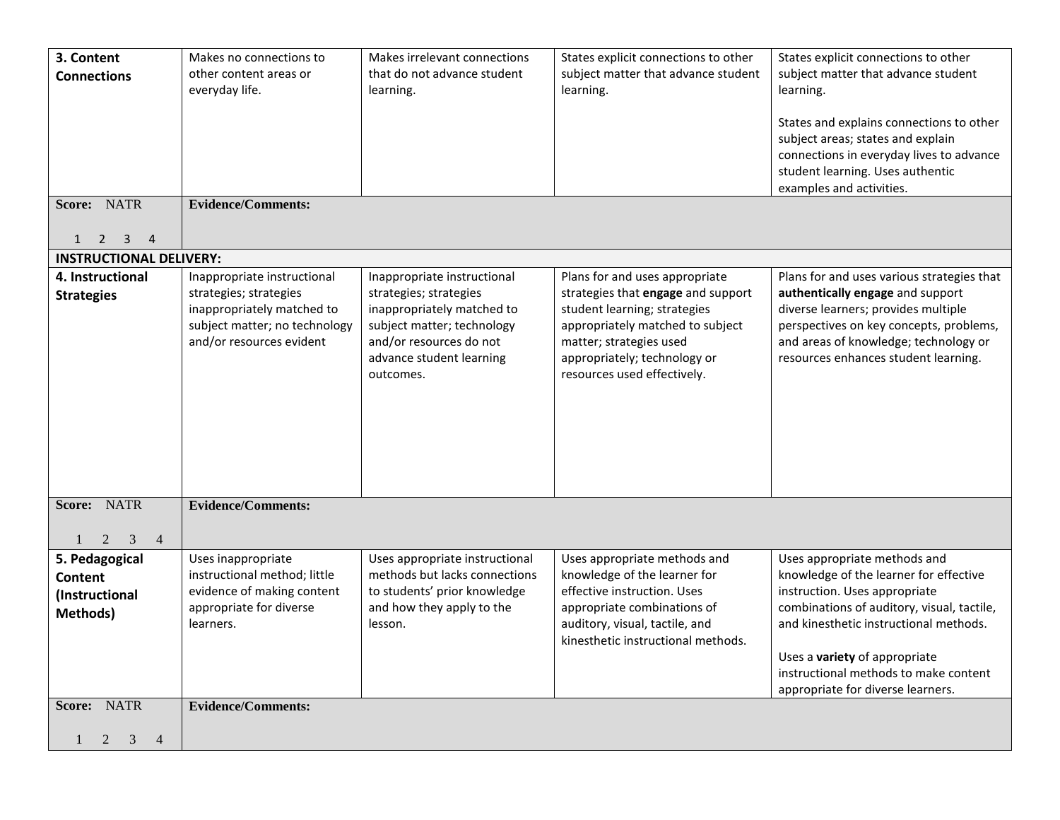| | | | | |
|---|---|---|---|---|
| **3. Content Connections** | Makes no connections to other content areas or everyday life. | Makes irrelevant connections that do not advance student learning. | States explicit connections to other subject matter that advance student learning. | States explicit connections to other subject matter that advance student learning.<br><br>States and explains connections to other subject areas; states and explain connections in everyday lives to advance student learning. Uses authentic examples and activities. |
| **Score:** NATR<br><br>1 2 3 4 | **Evidence/Comments:** | | | |
| **INSTRUCTIONAL DELIVERY:** | | | | |
| **4. Instructional Strategies** | Inappropriate instructional strategies; strategies inappropriately matched to subject matter; no technology and/or resources evident | Inappropriate instructional strategies; strategies inappropriately matched to subject matter; technology and/or resources do not advance student learning outcomes. | Plans for and uses appropriate strategies that **engage** and support student learning; strategies appropriately matched to subject matter; strategies used appropriately; technology or resources used effectively. | Plans for and uses various strategies that **authentically engage** and support diverse learners; provides multiple perspectives on key concepts, problems, and areas of knowledge; technology or resources enhances student learning. |
| **Score:** NATR<br><br>1 2 3 4 | **Evidence/Comments:** | | | |
| **5. Pedagogical Content (Instructional Methods)** | Uses inappropriate instructional method; little evidence of making content appropriate for diverse learners. | Uses appropriate instructional methods but lacks connections to students' prior knowledge and how they apply to the lesson. | Uses appropriate methods and knowledge of the learner for effective instruction. Uses appropriate combinations of auditory, visual, tactile, and kinesthetic instructional methods. | Uses appropriate methods and knowledge of the learner for effective instruction. Uses appropriate combinations of auditory, visual, tactile, and kinesthetic instructional methods.<br><br>Uses a **variety** of appropriate instructional methods to make content appropriate for diverse learners. |
| **Score:** NATR<br><br>1 2 3 4 | **Evidence/Comments:** | | | |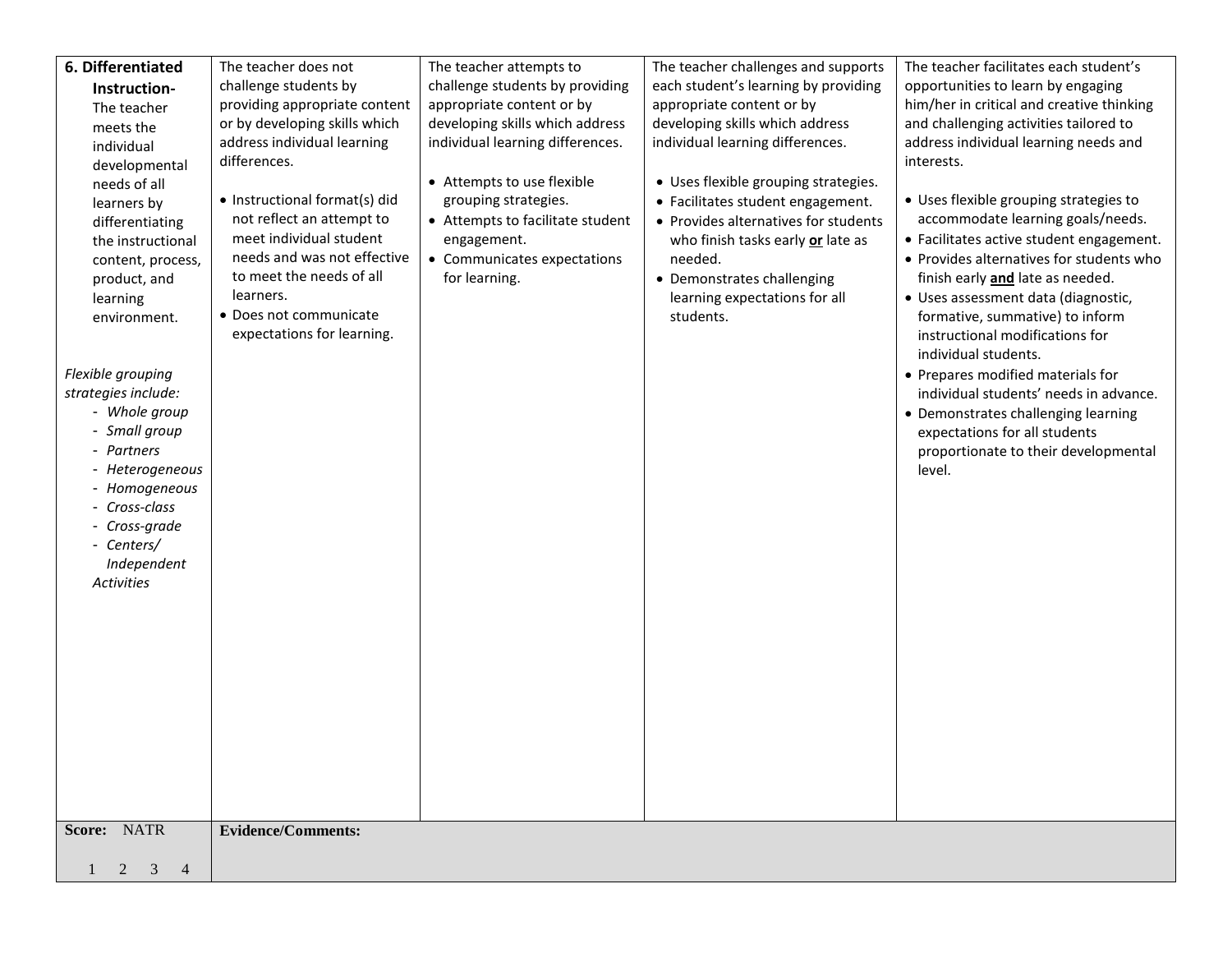| **6. Differentiated Instruction-** The teacher meets the individual developmental needs of all learners by differentiating the instructional content, process, product, and learning environment.<br><br>*Flexible grouping strategies include:*<br>- *Whole group*<br>- *Small group*<br>- *Partners*<br>- *Heterogeneous*<br>- *Homogeneous*<br>- *Cross-class*<br>- *Cross-grade*<br>- *Centers/ Independent Activities* | The teacher does not challenge students by providing appropriate content or by developing skills which address individual learning differences.<br><br>• Instructional format(s) did not reflect an attempt to meet individual student needs and was not effective to meet the needs of all learners.<br>• Does not communicate expectations for learning. | The teacher attempts to challenge students by providing appropriate content or by developing skills which address individual learning differences.<br><br>• Attempts to use flexible grouping strategies.<br>• Attempts to facilitate student engagement.<br>• Communicates expectations for learning. | The teacher challenges and supports each student's learning by providing appropriate content or by developing skills which address individual learning differences.<br><br>• Uses flexible grouping strategies.<br>• Facilitates student engagement.<br>• Provides alternatives for students who finish tasks early **or** late as needed.<br>• Demonstrates challenging learning expectations for all students. | The teacher facilitates each student's opportunities to learn by engaging him/her in critical and creative thinking and challenging activities tailored to address individual learning needs and interests.<br><br>• Uses flexible grouping strategies to accommodate learning goals/needs.<br>• Facilitates active student engagement.<br>• Provides alternatives for students who finish early **and** late as needed.<br>• Uses assessment data (diagnostic, formative, summative) to inform instructional modifications for individual students.<br>• Prepares modified materials for individual students' needs in advance.<br>• Demonstrates challenging learning expectations for all students proportionate to their developmental level. |
|---|---|---|---|---|
| **Score:** NATR<br>1 2 3 4 | **Evidence/Comments:** | | | |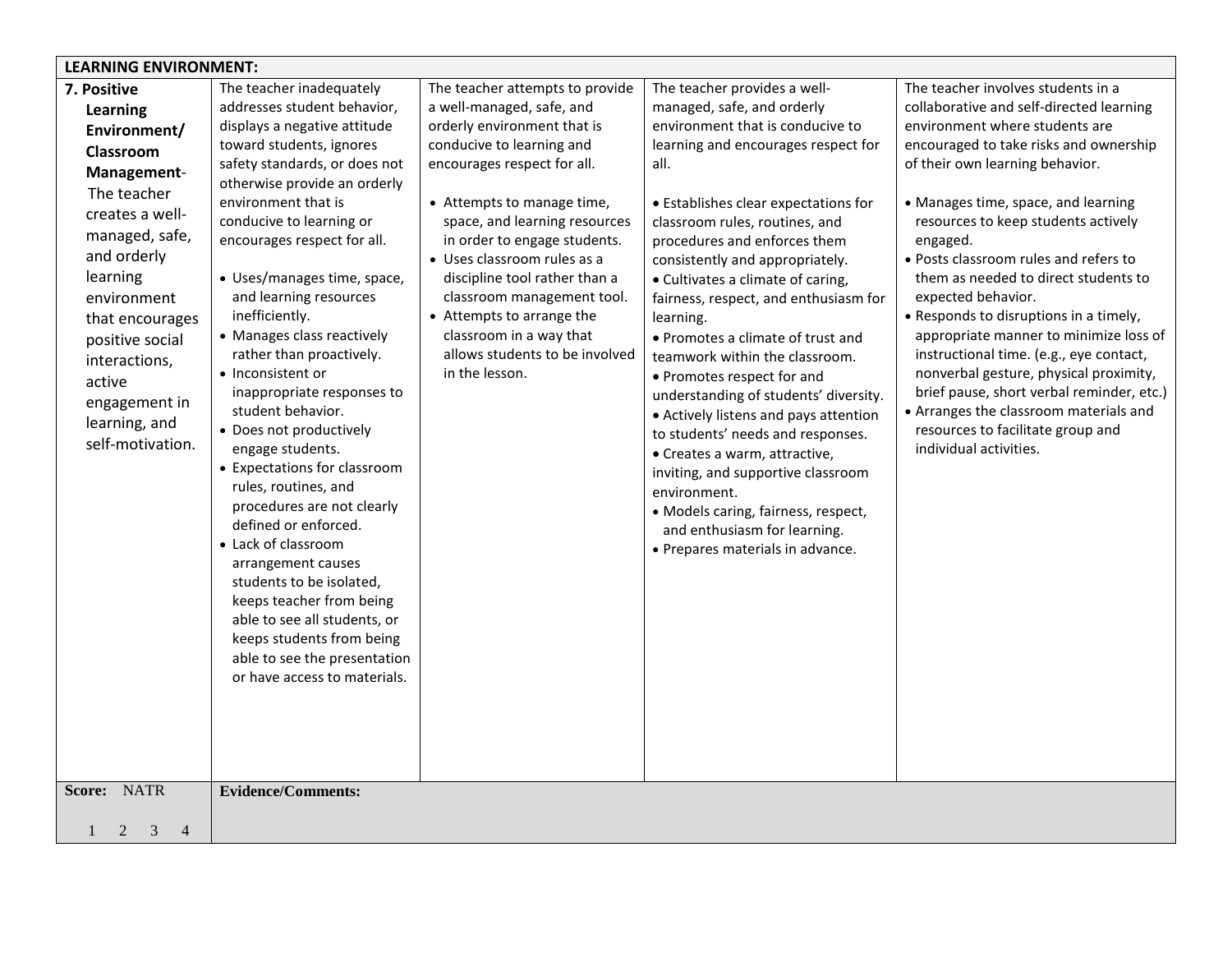| LEARNING ENVIRONMENT: | | | | |
|---|---|---|---|---|
| **7. Positive Learning Environment/ Classroom Management**- The teacher creates a well-managed, safe, and orderly learning environment that encourages positive social interactions, active engagement in learning, and self-motivation. | The teacher inadequately addresses student behavior, displays a negative attitude toward students, ignores safety standards, or does not otherwise provide an orderly environment that is conducive to learning or encourages respect for all.<br><br>• Uses/manages time, space, and learning resources inefficiently.<br>• Manages class reactively rather than proactively.<br>• Inconsistent or inappropriate responses to student behavior.<br>• Does not productively engage students.<br>• Expectations for classroom rules, routines, and procedures are not clearly defined or enforced.<br>• Lack of classroom arrangement causes students to be isolated, keeps teacher from being able to see all students, or keeps students from being able to see the presentation or have access to materials. | The teacher attempts to provide a well-managed, safe, and orderly environment that is conducive to learning and encourages respect for all.<br><br>• Attempts to manage time, space, and learning resources in order to engage students.<br>• Uses classroom rules as a discipline tool rather than a classroom management tool.<br>• Attempts to arrange the classroom in a way that allows students to be involved in the lesson. | The teacher provides a well-managed, safe, and orderly environment that is conducive to learning and encourages respect for all.<br><br>• Establishes clear expectations for classroom rules, routines, and procedures and enforces them consistently and appropriately.<br>• Cultivates a climate of caring, fairness, respect, and enthusiasm for learning.<br>• Promotes a climate of trust and teamwork within the classroom.<br>• Promotes respect for and understanding of students' diversity.<br>• Actively listens and pays attention to students' needs and responses.<br>• Creates a warm, attractive, inviting, and supportive classroom environment.<br>• Models caring, fairness, respect, and enthusiasm for learning.<br>• Prepares materials in advance. | The teacher involves students in a collaborative and self-directed learning environment where students are encouraged to take risks and ownership of their own learning behavior.<br><br>• Manages time, space, and learning resources to keep students actively engaged.<br>• Posts classroom rules and refers to them as needed to direct students to expected behavior.<br>• Responds to disruptions in a timely, appropriate manner to minimize loss of instructional time. (e.g., eye contact, nonverbal gesture, physical proximity, brief pause, short verbal reminder, etc.)<br>• Arranges the classroom materials and resources to facilitate group and individual activities. |
| **Score:** NATR<br><br>1 2 3 4 | **Evidence/Comments:** | | | |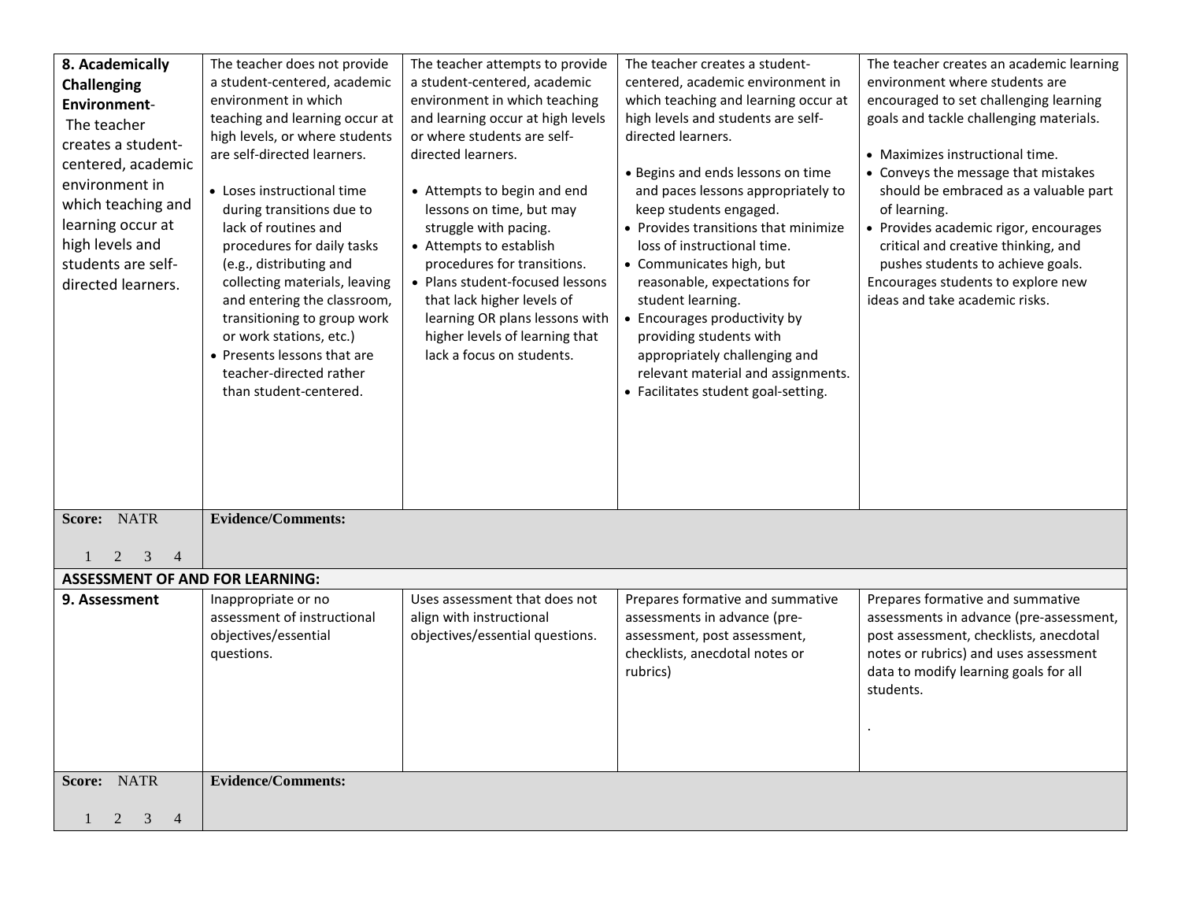| | | | | |
|---|---|---|---|---|
| **8. Academically Challenging Environment**- The teacher creates a student-centered, academic environment in which teaching and learning occur at high levels and students are self-directed learners. | The teacher does not provide a student-centered, academic environment in which teaching and learning occur at high levels, or where students are self-directed learners.<br><br>• Loses instructional time during transitions due to lack of routines and procedures for daily tasks (e.g., distributing and collecting materials, leaving and entering the classroom, transitioning to group work or work stations, etc.)<br>• Presents lessons that are teacher-directed rather than student-centered. | The teacher attempts to provide a student-centered, academic environment in which teaching and learning occur at high levels or where students are self-directed learners.<br><br>• Attempts to begin and end lessons on time, but may struggle with pacing.<br>• Attempts to establish procedures for transitions.<br>• Plans student-focused lessons that lack higher levels of learning OR plans lessons with higher levels of learning that lack a focus on students. | The teacher creates a student-centered, academic environment in which teaching and learning occur at high levels and students are self-directed learners.<br><br>• Begins and ends lessons on time and paces lessons appropriately to keep students engaged.<br>• Provides transitions that minimize loss of instructional time.<br>• Communicates high, but reasonable, expectations for student learning.<br>• Encourages productivity by providing students with appropriately challenging and relevant material and assignments.<br>• Facilitates student goal-setting. | The teacher creates an academic learning environment where students are encouraged to set challenging learning goals and tackle challenging materials.<br><br>• Maximizes instructional time.<br>• Conveys the message that mistakes should be embraced as a valuable part of learning.<br>• Provides academic rigor, encourages critical and creative thinking, and pushes students to achieve goals.<br>Encourages students to explore new ideas and take academic risks. |
| **Score:** NATR<br>1 2 3 4 | **Evidence/Comments:** | | | |
| **ASSESSMENT OF AND FOR LEARNING:** | | | | |
| **9. Assessment** | Inappropriate or no assessment of instructional objectives/essential questions. | Uses assessment that does not align with instructional objectives/essential questions. | Prepares formative and summative assessments in advance (pre-assessment, post assessment, checklists, anecdotal notes or rubrics) | Prepares formative and summative assessments in advance (pre-assessment, post assessment, checklists, anecdotal notes or rubrics) and uses assessment data to modify learning goals for all students.<br><br>. |
| **Score:** NATR<br>1 2 3 4 | **Evidence/Comments:** | | | |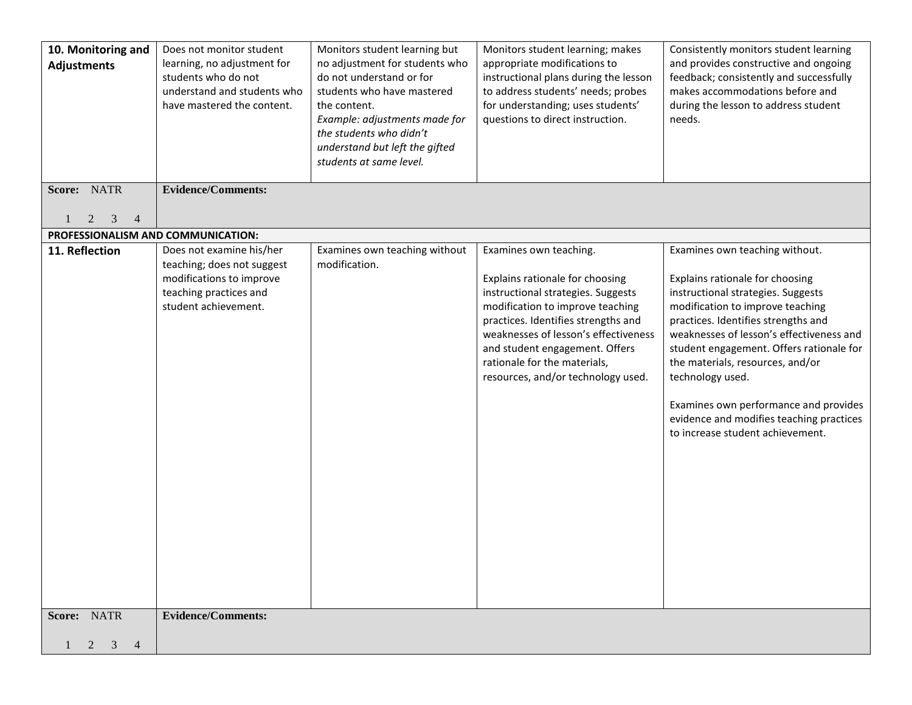| | | | | |
|---|---|---|---|---|
| **10. Monitoring and Adjustments** | Does not monitor student learning, no adjustment for students who do not understand and students who have mastered the content. | Monitors student learning but no adjustment for students who do not understand or for students who have mastered the content.<br>*Example: adjustments made for the students who didn't understand but left the gifted students at same level.* | Monitors student learning; makes appropriate modifications to instructional plans during the lesson to address students' needs; probes for understanding; uses students' questions to direct instruction. | Consistently monitors student learning and provides constructive and ongoing feedback; consistently and successfully makes accommodations before and during the lesson to address student needs. |
| **Score:** NATR<br>1 2 3 4 | **Evidence/Comments:** | | | |
| **PROFESSIONALISM AND COMMUNICATION:** | | | | |
| **11. Reflection** | Does not examine his/her teaching; does not suggest modifications to improve teaching practices and student achievement. | Examines own teaching without modification. | Examines own teaching.<br><br>Explains rationale for choosing instructional strategies. Suggests modification to improve teaching practices. Identifies strengths and weaknesses of lesson's effectiveness and student engagement. Offers rationale for the materials, resources, and/or technology used. | Examines own teaching without.<br><br>Explains rationale for choosing instructional strategies. Suggests modification to improve teaching practices. Identifies strengths and weaknesses of lesson's effectiveness and student engagement. Offers rationale for the materials, resources, and/or technology used.<br><br>Examines own performance and provides evidence and modifies teaching practices to increase student achievement. |
| **Score:** NATR<br>1 2 3 4 | **Evidence/Comments:** | | | |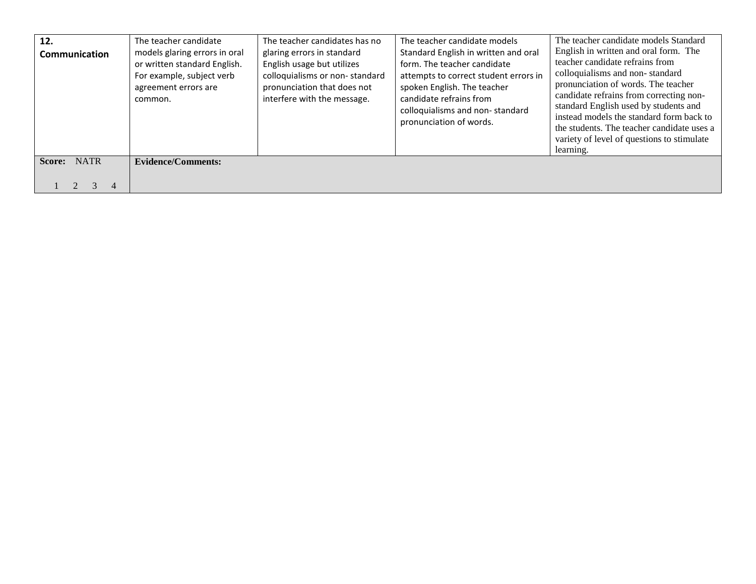| | | | | |
|---|---|---|---|---|
| **12. Communication** | The teacher candidate models glaring errors in oral or written standard English. For example, subject verb agreement errors are common. | The teacher candidates has no glaring errors in standard English usage but utilizes colloquialisms or non- standard pronunciation that does not interfere with the message. | The teacher candidate models Standard English in written and oral form. The teacher candidate attempts to correct student errors in spoken English. The teacher candidate refrains from colloquialisms and non- standard pronunciation of words. | The teacher candidate models Standard English in written and oral form. The teacher candidate refrains from colloquialisms and non- standard pronunciation of words. The teacher candidate refrains from correcting non-standard English used by students and instead models the standard form back to the students. The teacher candidate uses a variety of level of questions to stimulate learning. |
| **Score:** NATR<br>1 2 3 4 | **Evidence/Comments:** | | | |